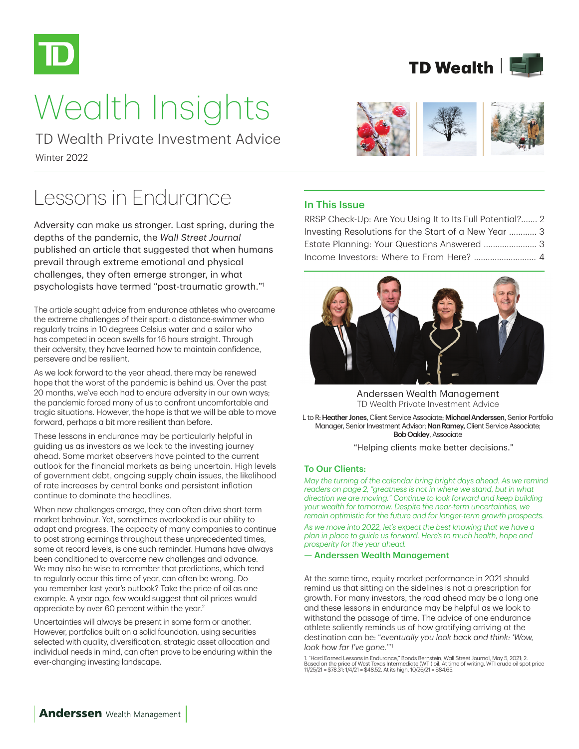TD Wealth

# Wealth Insights

TD Wealth Private Investment Advice

Winter 2022

## Lessons in Endurance

Adversity can make us stronger. Last spring, during the depths of the pandemic, the *Wall Street Journal* published an article that suggested that when humans prevail through extreme emotional and physical challenges, they often emerge stronger, in what psychologists have termed "post-traumatic growth."[1]

The article sought advice from endurance athletes who overcame the extreme challenges of their sport: a distance-swimmer who regularly trains in 10 degrees Celsius water and a sailor who has competed in ocean swells for 16 hours straight. Through their adversity, they have learned how to maintain confidence, persevere and be resilient.

As we look forward to the year ahead, there may be renewed hope that the worst of the pandemic is behind us. Over the past 20 months, we've each had to endure adversity in our own ways; the pandemic forced many of us to confront uncomfortable and tragic situations. However, the hope is that we will be able to move forward, perhaps a bit more resilient than before.

These lessons in endurance may be particularly helpful in guiding us as investors as we look to the investing journey ahead. Some market observers have pointed to the current outlook for the financial markets as being uncertain. High levels of government debt, ongoing supply chain issues, the likelihood of rate increases by central banks and persistent inflation continue to dominate the headlines.

When new challenges emerge, they can often drive short-term market behaviour. Yet, sometimes overlooked is our ability to adapt and progress. The capacity of many companies to continue to post strong earnings throughout these unprecedented times, some at record levels, is one such reminder. Humans have always been conditioned to overcome new challenges and advance. We may also be wise to remember that predictions, which tend to regularly occur this time of year, can often be wrong. Do you remember last year's outlook? Take the price of oil as one example. A year ago, few would suggest that oil prices would appreciate by over 60 percent within the year.[2]

Uncertainties will always be present in some form or another. However, portfolios built on a solid foundation, using securities selected with quality, diversification, strategic asset allocation and individual needs in mind, can often prove to be enduring within the ever-changing investing landscape.

At the same time, equity market performance in 2021 should remind us that sitting on the sidelines is not a prescription for growth. For many investors, the road ahead may be a long one and these lessons in endurance may be helpful as we look to withstand the passage of time. The advice of one endurance athlete saliently reminds us of how gratifying arriving at the destination can be: "*eventually you look back and think: 'Wow, look how far I've gone.'*"[1]

1. "Hard Earned Lessons in Endurance," Bonds Bernstein, Wall Street Journal, May 5, 2021; 2. Based on the price of West Texas Intermediate (WTI) oil. At time of writing, WTI crude oil spot price 11/25/21 = $78.31; 1/4/21 = $48.52. At its high, 10/26/21 = $84.65.

### In This Issue

- RRSP Check-Up: Are You Using It to Its Full Potential? ....... 2
- Investing Resolutions for the Start of a New Year ........... 3
- Estate Planning: Your Questions Answered ....................... 3
- Income Investors: Where to From Here? ........................... 4

Anderssen Wealth Management
TD Wealth Private Investment Advice

L to R: **Heather Jones**, Client Service Associate; **Michael Anderssen**, Senior Portfolio Manager, Senior Investment Advisor; **Nan Ramey,** Client Service Associate; **Bob Oakley**, Associate

"Helping clients make better decisions."

### To Our Clients:

*May the turning of the calendar bring bright days ahead. As we remind readers on page 2, "greatness is not in where we stand, but in what direction we are moving." Continue to look forward and keep building your wealth for tomorrow. Despite the near-term uncertainties, we remain optimistic for the future and for longer-term growth prospects.*

*As we move into 2022, let's expect the best knowing that we have a plan in place to guide us forward. Here's to much health, hope and prosperity for the year ahead.*

**— Anderssen Wealth Management**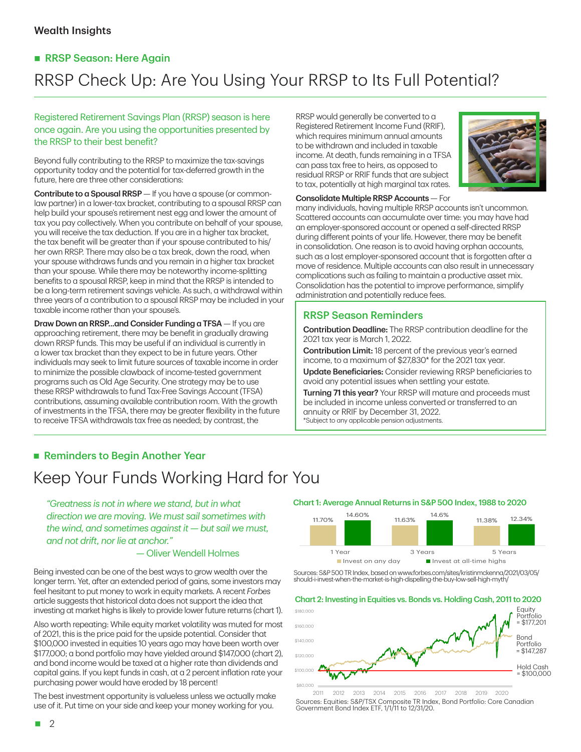■ RRSP Season: Here Again

# RRSP Check Up: Are You Using Your RRSP to Its Full Potential?

Registered Retirement Savings Plan (RRSP) season is here once again. Are you using the opportunities presented by the RRSP to their best benefit?

Beyond fully contributing to the RRSP to maximize the tax-savings opportunity today and the potential for tax-deferred growth in the future, here are three other considerations:

**Contribute to a Spousal RRSP** — If you have a spouse (or common-law partner) in a lower-tax bracket, contributing to a spousal RRSP can help build your spouse's retirement nest egg and lower the amount of tax you pay collectively. When you contribute on behalf of your spouse, you will receive the tax deduction. If you are in a higher tax bracket, the tax benefit will be greater than if your spouse contributed to his/her own RRSP. There may also be a tax break, down the road, when your spouse withdraws funds and you remain in a higher tax bracket than your spouse. While there may be noteworthy income-splitting benefits to a spousal RRSP, keep in mind that the RRSP is intended to be a long-term retirement savings vehicle. As such, a withdrawal within three years of a contribution to a spousal RRSP may be included in your taxable income rather than your spouse's.

**Draw Down an RRSP...and Consider Funding a TFSA** — If you are approaching retirement, there may be benefit in gradually drawing down RRSP funds. This may be useful if an individual is currently in a lower tax bracket than they expect to be in future years. Other individuals may seek to limit future sources of taxable income in order to minimize the possible clawback of income-tested government programs such as Old Age Security. One strategy may be to use these RRSP withdrawals to fund Tax-Free Savings Account (TFSA) contributions, assuming available contribution room. With the growth of investments in the TFSA, there may be greater flexibility in the future to receive TFSA withdrawals tax free as needed; by contrast, the RRSP would generally be converted to a Registered Retirement Income Fund (RRIF), which requires minimum annual amounts to be withdrawn and included in taxable income. At death, funds remaining in a TFSA can pass tax free to heirs, as opposed to residual RRSP or RRIF funds that are subject to tax, potentially at high marginal tax rates.

**Consolidate Multiple RRSP Accounts** — For many individuals, having multiple RRSP accounts isn't uncommon. Scattered accounts can accumulate over time: you may have had an employer-sponsored account or opened a self-directed RRSP during different points of your life. However, there may be benefit in consolidation. One reason is to avoid having orphan accounts, such as a lost employer-sponsored account that is forgotten after a move of residence. Multiple accounts can also result in unnecessary complications such as failing to maintain a productive asset mix. Consolidation has the potential to improve performance, simplify administration and potentially reduce fees.

## RRSP Season Reminders

**Contribution Deadline:** The RRSP contribution deadline for the 2021 tax year is March 1, 2022.

**Contribution Limit:** 18 percent of the previous year's earned income, to a maximum of $27,830* for the 2021 tax year.

**Update Beneficiaries:** Consider reviewing RRSP beneficiaries to avoid any potential issues when settling your estate.

**Turning 71 this year?** Your RRSP will mature and proceeds must be included in income unless converted or transferred to an annuity or RRIF by December 31, 2022.

*Subject to any applicable pension adjustments.

■ Reminders to Begin Another Year

# Keep Your Funds Working Hard for You

*"Greatness is not in where we stand, but in what direction we are moving. We must sail sometimes with the wind, and sometimes against it — but sail we must, and not drift, nor lie at anchor."*

— Oliver Wendell Holmes

Being invested can be one of the best ways to grow wealth over the longer term. Yet, after an extended period of gains, some investors may feel hesitant to put money to work in equity markets. A recent *Forbes* article suggests that historical data does not support the idea that investing at market highs is likely to provide lower future returns (chart 1).

Also worth repeating: While equity market volatility was muted for most of 2021, this is the price paid for the upside potential. Consider that $100,000 invested in equities 10 years ago may have been worth over $177,000; a bond portfolio may have yielded around $147,000 (chart 2), and bond income would be taxed at a higher rate than dividends and capital gains. If you kept funds in cash, at a 2 percent inflation rate your purchasing power would have eroded by 18 percent!

The best investment opportunity is valueless unless we actually make use of it. Put time on your side and keep your money working for you.

**Chart 1: Average Annual Returns in S&P 500 Index, 1988 to 2020**

11.70% 14.60% 11.63% 14.6% 11.38% 12.34%

1 Year 3 Years 5 Years

Invest on any day | Invest at all-time highs

Sources: S&P 500 TR Index, based on www.forbes.com/sites/kristinmckenna/2021/03/05/should-i-invest-when-the-market-is-high-dispelling-the-buy-low-sell-high-myth/

**Chart 2: Investing in Equities vs. Bonds vs. Holding Cash, 2011 to 2020**

$180,000 $160,000 $140,000 $120,000 $100,000 $80,000

2011 2012 2013 2014 2015 2016 2017 2018 2019 2020

Equity Portfolio = $177,201

Bond Portfolio = $147,287

Hold Cash = $100,000

Sources: Equities: S&P/TSX Composite TR Index, Bond Portfolio: Core Canadian Government Bond Index ETF, 1/1/11 to 12/31/20.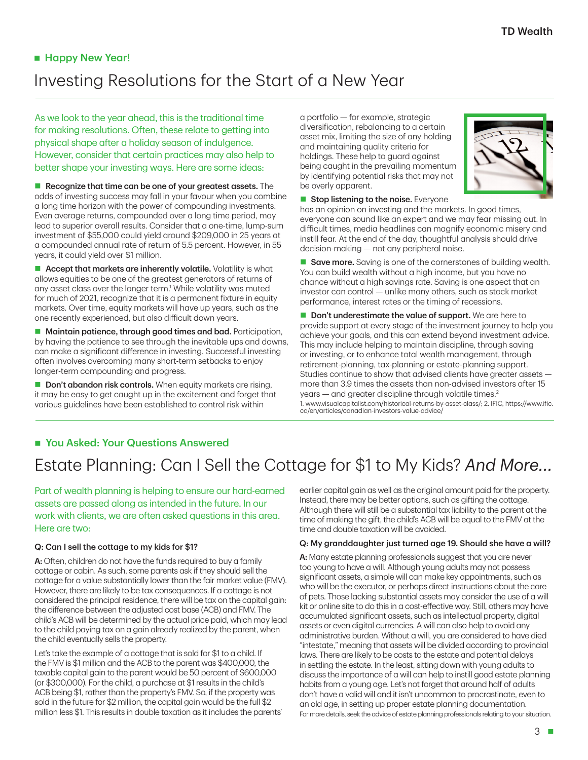## Happy New Year!

# Investing Resolutions for the Start of a New Year

As we look to the year ahead, this is the traditional time for making resolutions. Often, these relate to getting into physical shape after a holiday season of indulgence. However, consider that certain practices may also help to better shape your investing ways. Here are some ideas:

- **Recognize that time can be one of your greatest assets.** The odds of investing success may fall in your favour when you combine a long time horizon with the power of compounding investments. Even average returns, compounded over a long time period, may lead to superior overall results. Consider that a one-time, lump-sum investment of $55,000 could yield around $209,000 in 25 years at a compounded annual rate of return of 5.5 percent. However, in 55 years, it could yield over $1 million.

- **Accept that markets are inherently volatile.** Volatility is what allows equities to be one of the greatest generators of returns of any asset class over the longer term.[1] While volatility was muted for much of 2021, recognize that it is a permanent fixture in equity markets. Over time, equity markets will have up years, such as the one recently experienced, but also difficult down years.

- **Maintain patience, through good times and bad.** Participation, by having the patience to see through the inevitable ups and downs, can make a significant difference in investing. Successful investing often involves overcoming many short-term setbacks to enjoy longer-term compounding and progress.

- **Don't abandon risk controls.** When equity markets are rising, it may be easy to get caught up in the excitement and forget that various guidelines have been established to control risk within a portfolio — for example, strategic diversification, rebalancing to a certain asset mix, limiting the size of any holding and maintaining quality criteria for holdings. These help to guard against being caught in the prevailing momentum by identifying potential risks that may not be overly apparent.

- **Stop listening to the noise.** Everyone has an opinion on investing and the markets. In good times, everyone can sound like an expert and we may fear missing out. In difficult times, media headlines can magnify economic misery and instill fear. At the end of the day, thoughtful analysis should drive decision-making — not any peripheral noise.

- **Save more.** Saving is one of the cornerstones of building wealth. You can build wealth without a high income, but you have no chance without a high savings rate. Saving is one aspect that an investor can control — unlike many others, such as stock market performance, interest rates or the timing of recessions.

- **Don't underestimate the value of support.** We are here to provide support at every stage of the investment journey to help you achieve your goals, and this can extend beyond investment advice. This may include helping to maintain discipline, through saving or investing, or to enhance total wealth management, through retirement-planning, tax-planning or estate-planning support. Studies continue to show that advised clients have greater assets — more than 3.9 times the assets than non-advised investors after 15 years — and greater discipline through volatile times.[2]

1. www.visualcapitalist.com/historical-returns-by-asset-class/; 2. IFIC, https://www.ific.ca/en/articles/canadian-investors-value-advice/

## You Asked: Your Questions Answered

# Estate Planning: Can I Sell the Cottage for $1 to My Kids? *And More...*

Part of wealth planning is helping to ensure our hard-earned assets are passed along as intended in the future. In our work with clients, we are often asked questions in this area. Here are two:

**Q: Can I sell the cottage to my kids for $1?**

**A:** Often, children do not have the funds required to buy a family cottage or cabin. As such, some parents ask if they should sell the cottage for a value substantially lower than the fair market value (FMV). However, there are likely to be tax consequences. If a cottage is not considered the principal residence, there will be tax on the capital gain: the difference between the adjusted cost base (ACB) and FMV. The child's ACB will be determined by the actual price paid, which may lead to the child paying tax on a gain already realized by the parent, when the child eventually sells the property.

Let's take the example of a cottage that is sold for $1 to a child. If the FMV is $1 million and the ACB to the parent was $400,000, the taxable capital gain to the parent would be 50 percent of $600,000 (or $300,000). For the child, a purchase at $1 results in the child's ACB being $1, rather than the property's FMV. So, if the property was sold in the future for $2 million, the capital gain would be the full $2 million less $1. This results in double taxation as it includes the parents' earlier capital gain as well as the original amount paid for the property. Instead, there may be better options, such as gifting the cottage. Although there will still be a substantial tax liability to the parent at the time of making the gift, the child's ACB will be equal to the FMV at the time and double taxation will be avoided.

**Q: My granddaughter just turned age 19. Should she have a will?**

**A:** Many estate planning professionals suggest that you are never too young to have a will. Although young adults may not possess significant assets, a simple will can make key appointments, such as who will be the executor, or perhaps direct instructions about the care of pets. Those lacking substantial assets may consider the use of a will kit or online site to do this in a cost-effective way. Still, others may have accumulated significant assets, such as intellectual property, digital assets or even digital currencies. A will can also help to avoid any administrative burden. Without a will, you are considered to have died "intestate," meaning that assets will be divided according to provincial laws. There are likely to be costs to the estate and potential delays in settling the estate. In the least, sitting down with young adults to discuss the importance of a will can help to instill good estate planning habits from a young age. Let's not forget that around half of adults don't have a valid will and it isn't uncommon to procrastinate, even to an old age, in setting up proper estate planning documentation.

For more details, seek the advice of estate planning professionals relating to your situation.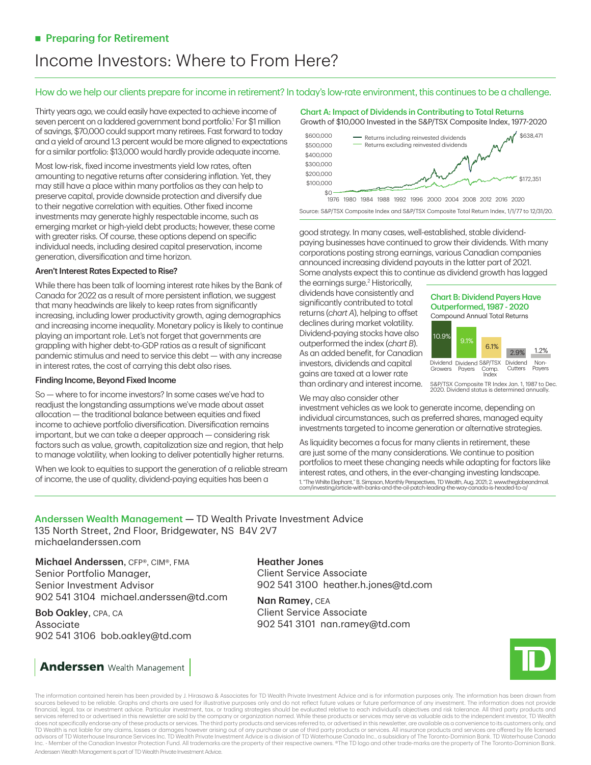## Preparing for Retirement

# Income Investors: Where to From Here?

How do we help our clients prepare for income in retirement? In today's low-rate environment, this continues to be a challenge.

Thirty years ago, we could easily have expected to achieve income of seven percent on a laddered government bond portfolio.[1] For $1 million of savings, $70,000 could support many retirees. Fast forward to today and a yield of around 1.3 percent would be more aligned to expectations for a similar portfolio: $13,000 would hardly provide adequate income.

Most low-risk, fixed income investments yield low rates, often amounting to negative returns after considering inflation. Yet, they may still have a place within many portfolios as they can help to preserve capital, provide downside protection and diversify due to their negative correlation with equities. Other fixed income investments may generate highly respectable income, such as emerging market or high-yield debt products; however, these come with greater risks. Of course, these options depend on specific individual needs, including desired capital preservation, income generation, diversification and time horizon.

### Aren't Interest Rates Expected to Rise?

While there has been talk of looming interest rate hikes by the Bank of Canada for 2022 as a result of more persistent inflation, we suggest that many headwinds are likely to keep rates from significantly increasing, including lower productivity growth, aging demographics and increasing income inequality. Monetary policy is likely to continue playing an important role. Let's not forget that governments are grappling with higher debt-to-GDP ratios as a result of significant pandemic stimulus and need to service this debt — with any increase in interest rates, the cost of carrying this debt also rises.

### Finding Income, Beyond Fixed Income

So — where to for income investors? In some cases we've had to readjust the longstanding assumptions we've made about asset allocation — the traditional balance between equities and fixed income to achieve portfolio diversification. Diversification remains important, but we can take a deeper approach — considering risk factors such as value, growth, capitalization size and region, that help to manage volatility, when looking to deliver potentially higher returns.

When we look to equities to support the generation of a reliable stream of income, the use of quality, dividend-paying equities has been a good strategy. In many cases, well-established, stable dividend-paying businesses have continued to grow their dividends. With many corporations posting strong earnings, various Canadian companies announced increasing dividend payouts in the latter part of 2021. Some analysts expect this to continue as dividend growth has lagged the earnings surge.[2] Historically, dividends have consistently and significantly contributed to total returns (*chart A*), helping to offset declines during market volatility. Dividend-paying stocks have also outperformed the index (*chart B*). As an added benefit, for Canadian investors, dividends and capital gains are taxed at a lower rate than ordinary and interest income.

**Chart A: Impact of Dividends in Contributing to Total Returns**

Growth of $10,000 Invested in the S&P/TSX Composite Index, 1977-2020

$600,000
$500,000
$400,000
$300,000
$200,000
$100,000
$0

Returns including reinvested dividends
Returns excluding reinvested dividends

$638,471
$172,351

1976 1980 1984 1988 1992 1996 2000 2004 2008 2012 2016 2020

Source: S&P/TSX Composite Index and S&P/TSX Composite Total Return Index, 1/1/77 to 12/31/20.

**Chart B: Dividend Payers Have Outperformed, 1987 - 2020**

Compound Annual Total Returns

10.9% Dividend Growers
9.1% Dividend Payers
6.1% S&P/TSX Comp. Index
2.9% Dividend Cutters
1.2% Non-Payers

S&P/TSX Composite TR Index Jan. 1, 1987 to Dec. 2020. Dividend status is determined annually.

We may also consider other investment vehicles as we look to generate income, depending on individual circumstances, such as preferred shares, managed equity investments targeted to income generation or alternative strategies.

As liquidity becomes a focus for many clients in retirement, these are just some of the many considerations. We continue to position portfolios to meet these changing needs while adapting for factors like interest rates, and others, in the ever-changing investing landscape.

1. "The Whilte Elephant," B. Simpson, Monthly Perspectives, TD Wealth, Aug. 2021; 2. www.theglobeandmail.com/investing/article-with-banks-and-the-oil-patch-leading-the-way-canada-is-headed-to-a/

**Anderssen Wealth Management** — TD Wealth Private Investment Advice
135 North Street, 2nd Floor, Bridgewater, NS B4V 2V7
michaelanderssen.com

**Michael Anderssen**, CFP®, CIM®, FMA
Senior Portfolio Manager,
Senior Investment Advisor
902 541 3104 michael.anderssen@td.com

**Bob Oakley**, CPA, CA
Associate
902 541 3106 bob.oakley@td.com

**Heather Jones**
Client Service Associate
902 541 3100 heather.h.jones@td.com

**Nan Ramey**, CEA
Client Service Associate
902 541 3101 nan.ramey@td.com

**Anderssen** Wealth Management

The information contained herein has been provided by J. Hirasawa & Associates for TD Wealth Private Investment Advice and is for information purposes only. The information has been drawn from sources believed to be reliable. Graphs and charts are used for illustrative purposes only and do not reflect future values or future performance of any investment. The information does not provide financial, legal, tax or investment advice. Particular investment, tax, or trading strategies should be evaluated relative to each individual's objectives and risk tolerance. All third party products and services referred to or advertised in this newsletter are sold by the company or organization named. While these products or services may serve as valuable aids to the independent investor, TD Wealth does not specifically endorse any of these products or services. The third party products and services referred to, or advertised in this newsletter, are available as a convenience to its customers only, and TD Wealth is not liable for any claims, losses or damages however arising out of any purchase or use of third party products or services. All insurance products and services are offered by life licensed advisors of TD Waterhouse Insurance Services Inc. TD Wealth Private Investment Advice is a division of TD Waterhouse Canada Inc., a subsidiary of The Toronto-Dominion Bank. TD Waterhouse Canada Inc. - Member of the Canadian Investor Protection Fund. All trademarks are the property of their respective owners. ®The TD logo and other trade-marks are the property of The Toronto-Dominion Bank.

Anderssen Wealth Management is part of TD Wealth Private Investment Advice.